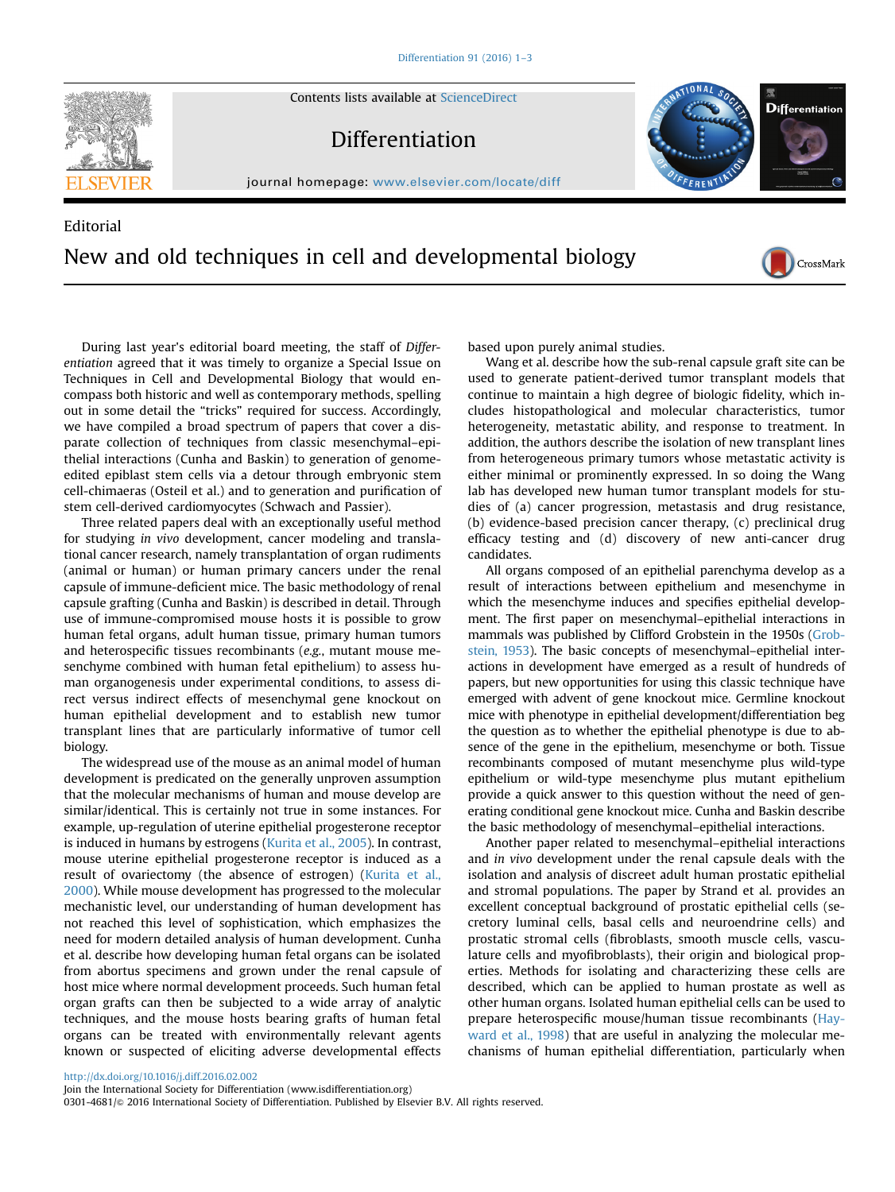Editorial

# New and old techniques in cell and developmental biology

During last year's editorial board meeting, the staff of *Differentiation* agreed that it was timely to organize a Special Issue on Techniques in Cell and Developmental Biology that would encompass both historic and well as contemporary methods, spelling out in some detail the "tricks" required for success. Accordingly, we have compiled a broad spectrum of papers that cover a disparate collection of techniques from classic mesenchymal–epithelial interactions (Cunha and Baskin) to generation of genome-edited epiblast stem cells via a detour through embryonic stem cell-chimaeras (Osteil et al.) and to generation and purification of stem cell-derived cardiomyocytes (Schwach and Passier).

Three related papers deal with an exceptionally useful method for studying *in vivo* development, cancer modeling and translational cancer research, namely transplantation of organ rudiments (animal or human) or human primary cancers under the renal capsule of immune-deficient mice. The basic methodology of renal capsule grafting (Cunha and Baskin) is described in detail. Through use of immune-compromised mouse hosts it is possible to grow human fetal organs, adult human tissue, primary human tumors and heterospecific tissues recombinants (*e.g.*, mutant mouse mesenchyme combined with human fetal epithelium) to assess human organogenesis under experimental conditions, to assess direct versus indirect effects of mesenchymal gene knockout on human epithelial development and to establish new tumor transplant lines that are particularly informative of tumor cell biology.

The widespread use of the mouse as an animal model of human development is predicated on the generally unproven assumption that the molecular mechanisms of human and mouse develop are similar/identical. This is certainly not true in some instances. For example, up-regulation of uterine epithelial progesterone receptor is induced in humans by estrogens (Kurita et al., 2005). In contrast, mouse uterine epithelial progesterone receptor is induced as a result of ovariectomy (the absence of estrogen) (Kurita et al., 2000). While mouse development has progressed to the molecular mechanistic level, our understanding of human development has not reached this level of sophistication, which emphasizes the need for modern detailed analysis of human development. Cunha et al. describe how developing human fetal organs can be isolated from abortus specimens and grown under the renal capsule of host mice where normal development proceeds. Such human fetal organ grafts can then be subjected to a wide array of analytic techniques, and the mouse hosts bearing grafts of human fetal organs can be treated with environmentally relevant agents known or suspected of eliciting adverse developmental effects based upon purely animal studies.

Wang et al. describe how the sub-renal capsule graft site can be used to generate patient-derived tumor transplant models that continue to maintain a high degree of biologic fidelity, which includes histopathological and molecular characteristics, tumor heterogeneity, metastatic ability, and response to treatment. In addition, the authors describe the isolation of new transplant lines from heterogeneous primary tumors whose metastatic activity is either minimal or prominently expressed. In so doing the Wang lab has developed new human tumor transplant models for studies of (a) cancer progression, metastasis and drug resistance, (b) evidence-based precision cancer therapy, (c) preclinical drug efficacy testing and (d) discovery of new anti-cancer drug candidates.

All organs composed of an epithelial parenchyma develop as a result of interactions between epithelium and mesenchyme in which the mesenchyme induces and specifies epithelial development. The first paper on mesenchymal–epithelial interactions in mammals was published by Clifford Grobstein in the 1950s (Grobstein, 1953). The basic concepts of mesenchymal–epithelial interactions in development have emerged as a result of hundreds of papers, but new opportunities for using this classic technique have emerged with advent of gene knockout mice. Germline knockout mice with phenotype in epithelial development/differentiation beg the question as to whether the epithelial phenotype is due to absence of the gene in the epithelium, mesenchyme or both. Tissue recombinants composed of mutant mesenchyme plus wild-type epithelium or wild-type mesenchyme plus mutant epithelium provide a quick answer to this question without the need of generating conditional gene knockout mice. Cunha and Baskin describe the basic methodology of mesenchymal–epithelial interactions.

Another paper related to mesenchymal–epithelial interactions and *in vivo* development under the renal capsule deals with the isolation and analysis of discreet adult human prostatic epithelial and stromal populations. The paper by Strand et al. provides an excellent conceptual background of prostatic epithelial cells (secretory luminal cells, basal cells and neuroendrine cells) and prostatic stromal cells (fibroblasts, smooth muscle cells, vasculature cells and myofibroblasts), their origin and biological properties. Methods for isolating and characterizing these cells are described, which can be applied to human prostate as well as other human organs. Isolated human epithelial cells can be used to prepare heterospecific mouse/human tissue recombinants (Hayward et al., 1998) that are useful in analyzing the molecular mechanisms of human epithelial differentiation, particularly when

http://dx.doi.org/10.1016/j.diff.2016.02.002
Join the International Society for Differentiation (www.isdifferentiation.org)
0301-4681/© 2016 International Society of Differentiation. Published by Elsevier B.V. All rights reserved.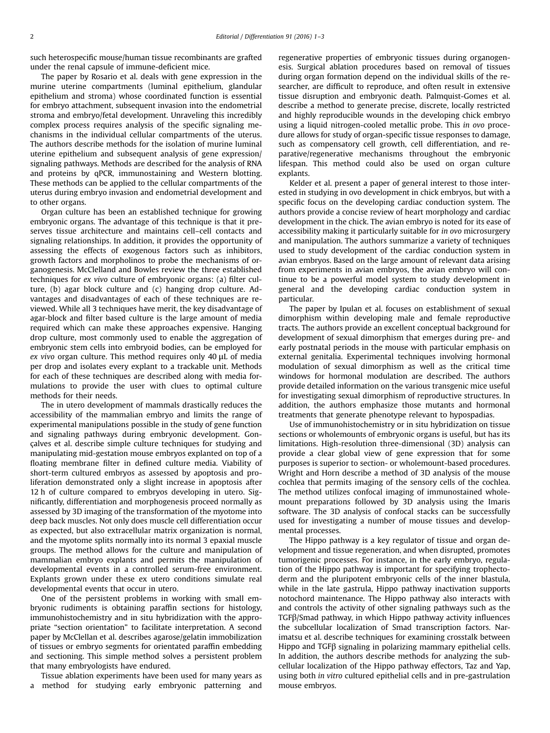such heterospecific mouse/human tissue recombinants are grafted under the renal capsule of immune-deficient mice.

The paper by Rosario et al. deals with gene expression in the murine uterine compartments (luminal epithelium, glandular epithelium and stroma) whose coordinated function is essential for embryo attachment, subsequent invasion into the endometrial stroma and embryo/fetal development. Unraveling this incredibly complex process requires analysis of the specific signaling mechanisms in the individual cellular compartments of the uterus. The authors describe methods for the isolation of murine luminal uterine epithelium and subsequent analysis of gene expression/signaling pathways. Methods are described for the analysis of RNA and proteins by qPCR, immunostaining and Western blotting. These methods can be applied to the cellular compartments of the uterus during embryo invasion and endometrial development and to other organs.

Organ culture has been an established technique for growing embryonic organs. The advantage of this technique is that it preserves tissue architecture and maintains cell–cell contacts and signaling relationships. In addition, it provides the opportunity of assessing the effects of exogenous factors such as inhibitors, growth factors and morpholinos to probe the mechanisms of organogenesis. McClelland and Bowles review the three established techniques for *ex vivo* culture of embryonic organs: (a) filter culture, (b) agar block culture and (c) hanging drop culture. Advantages and disadvantages of each of these techniques are reviewed. While all 3 techniques have merit, the key disadvantage of agar-block and filter based culture is the large amount of media required which can make these approaches expensive. Hanging drop culture, most commonly used to enable the aggregation of embryonic stem cells into embryoid bodies, can be employed for *ex vivo* organ culture. This method requires only 40 μL of media per drop and isolates every explant to a trackable unit. Methods for each of these techniques are described along with media formulations to provide the user with clues to optimal culture methods for their needs.

The in utero development of mammals drastically reduces the accessibility of the mammalian embryo and limits the range of experimental manipulations possible in the study of gene function and signaling pathways during embryonic development. Gonçalves et al. describe simple culture techniques for studying and manipulating mid-gestation mouse embryos explanted on top of a floating membrane filter in defined culture media. Viability of short-term cultured embryos as assessed by apoptosis and proliferation demonstrated only a slight increase in apoptosis after 12 h of culture compared to embryos developing in utero. Significantly, differentiation and morphogenesis proceed normally as assessed by 3D imaging of the transformation of the myotome into deep back muscles. Not only does muscle cell differentiation occur as expected, but also extracellular matrix organization is normal, and the myotome splits normally into its normal 3 epaxial muscle groups. The method allows for the culture and manipulation of mammalian embryo explants and permits the manipulation of developmental events in a controlled serum-free environment. Explants grown under these ex utero conditions simulate real developmental events that occur in utero.

One of the persistent problems in working with small embryonic rudiments is obtaining paraffin sections for histology, immunohistochemistry and in situ hybridization with the appropriate "section orientation" to facilitate interpretation. A second paper by McClellan et al. describes agarose/gelatin immobilization of tissues or embryo segments for orientated paraffin embedding and sectioning. This simple method solves a persistent problem that many embryologists have endured.

Tissue ablation experiments have been used for many years as a method for studying early embryonic patterning and regenerative properties of embryonic tissues during organogenesis. Surgical ablation procedures based on removal of tissues during organ formation depend on the individual skills of the researcher, are difficult to reproduce, and often result in extensive tissue disruption and embryonic death. Palmquist-Gomes et al. describe a method to generate precise, discrete, locally restricted and highly reproducible wounds in the developing chick embryo using a liquid nitrogen-cooled metallic probe. This *in ovo* procedure allows for study of organ-specific tissue responses to damage, such as compensatory cell growth, cell differentiation, and reparative/regenerative mechanisms throughout the embryonic lifespan. This method could also be used on organ culture explants.

Kelder et al. present a paper of general interest to those interested in studying in ovo development in chick embryos, but with a specific focus on the developing cardiac conduction system. The authors provide a concise review of heart morphology and cardiac development in the chick. The avian embryo is noted for its ease of accessibility making it particularly suitable for *in ovo* microsurgery and manipulation. The authors summarize a variety of techniques used to study development of the cardiac conduction system in avian embryos. Based on the large amount of relevant data arising from experiments in avian embryos, the avian embryo will continue to be a powerful model system to study development in general and the developing cardiac conduction system in particular.

The paper by Ipulan et al. focuses on establishment of sexual dimorphism within developing male and female reproductive tracts. The authors provide an excellent conceptual background for development of sexual dimorphism that emerges during pre- and early postnatal periods in the mouse with particular emphasis on external genitalia. Experimental techniques involving hormonal modulation of sexual dimorphism as well as the critical time windows for hormonal modulation are described. The authors provide detailed information on the various transgenic mice useful for investigating sexual dimorphism of reproductive structures. In addition, the authors emphasize those mutants and hormonal treatments that generate phenotype relevant to hypospadias.

Use of immunohistochemistry or in situ hybridization on tissue sections or wholemounts of embryonic organs is useful, but has its limitations. High-resolution three-dimensional (3D) analysis can provide a clear global view of gene expression that for some purposes is superior to section- or wholemount-based procedures. Wright and Horn describe a method of 3D analysis of the mouse cochlea that permits imaging of the sensory cells of the cochlea. The method utilizes confocal imaging of immunostained wholemount preparations followed by 3D analysis using the Imaris software. The 3D analysis of confocal stacks can be successfully used for investigating a number of mouse tissues and developmental processes.

The Hippo pathway is a key regulator of tissue and organ development and tissue regeneration, and when disrupted, promotes tumorigenic processes. For instance, in the early embryo, regulation of the Hippo pathway is important for specifying trophectoderm and the pluripotent embryonic cells of the inner blastula, while in the late gastrula, Hippo pathway inactivation supports notochord maintenance. The Hippo pathway also interacts with and controls the activity of other signaling pathways such as the TGFβ/Smad pathway, in which Hippo pathway activity influences the subcellular localization of Smad transcription factors. Narimatsu et al. describe techniques for examining crosstalk between Hippo and TGFβ signaling in polarizing mammary epithelial cells. In addition, the authors describe methods for analyzing the subcellular localization of the Hippo pathway effectors, Taz and Yap, using both *in vitro* cultured epithelial cells and in pre-gastrulation mouse embryos.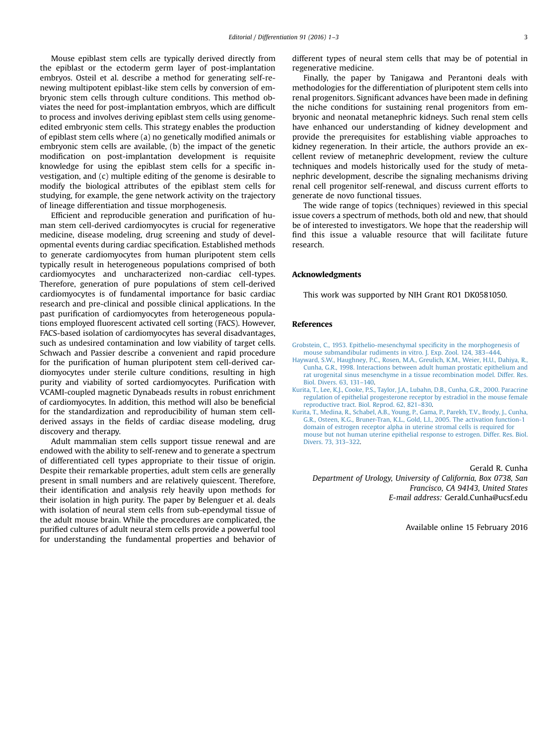Mouse epiblast stem cells are typically derived directly from the epiblast or the ectoderm germ layer of post-implantation embryos. Osteil et al. describe a method for generating self-renewing multipotent epiblast-like stem cells by conversion of embryonic stem cells through culture conditions. This method obviates the need for post-implantation embryos, which are difficult to process and involves deriving epiblast stem cells using genome-edited embryonic stem cells. This strategy enables the production of epiblast stem cells where (a) no genetically modified animals or embryonic stem cells are available, (b) the impact of the genetic modification on post-implantation development is requisite knowledge for using the epiblast stem cells for a specific investigation, and (c) multiple editing of the genome is desirable to modify the biological attributes of the epiblast stem cells for studying, for example, the gene network activity on the trajectory of lineage differentiation and tissue morphogenesis.

Efficient and reproducible generation and purification of human stem cell-derived cardiomyocytes is crucial for regenerative medicine, disease modeling, drug screening and study of developmental events during cardiac specification. Established methods to generate cardiomyocytes from human pluripotent stem cells typically result in heterogeneous populations comprised of both cardiomyocytes and uncharacterized non-cardiac cell-types. Therefore, generation of pure populations of stem cell-derived cardiomyocytes is of fundamental importance for basic cardiac research and pre-clinical and possible clinical applications. In the past purification of cardiomyocytes from heterogeneous populations employed fluorescent activated cell sorting (FACS). However, FACS-based isolation of cardiomyocytes has several disadvantages, such as undesired contamination and low viability of target cells. Schwach and Passier describe a convenient and rapid procedure for the purification of human pluripotent stem cell-derived cardiomyocytes under sterile culture conditions, resulting in high purity and viability of sorted cardiomyocytes. Purification with VCAMI-coupled magnetic Dynabeads results in robust enrichment of cardiomyocytes. In addition, this method will also be beneficial for the standardization and reproducibility of human stem cell-derived assays in the fields of cardiac disease modeling, drug discovery and therapy.

Adult mammalian stem cells support tissue renewal and are endowed with the ability to self-renew and to generate a spectrum of differentiated cell types appropriate to their tissue of origin. Despite their remarkable properties, adult stem cells are generally present in small numbers and are relatively quiescent. Therefore, their identification and analysis rely heavily upon methods for their isolation in high purity. The paper by Belenguer et al. deals with isolation of neural stem cells from sub-ependymal tissue of the adult mouse brain. While the procedures are complicated, the purified cultures of adult neural stem cells provide a powerful tool for understanding the fundamental properties and behavior of different types of neural stem cells that may be of potential in regenerative medicine.

Finally, the paper by Tanigawa and Perantoni deals with methodologies for the differentiation of pluripotent stem cells into renal progenitors. Significant advances have been made in defining the niche conditions for sustaining renal progenitors from embryonic and neonatal metanephric kidneys. Such renal stem cells have enhanced our understanding of kidney development and provide the prerequisites for establishing viable approaches to kidney regeneration. In their article, the authors provide an excellent review of metanephric development, review the culture techniques and models historically used for the study of metanephric development, describe the signaling mechanisms driving renal cell progenitor self-renewal, and discuss current efforts to generate de novo functional tissues.

The wide range of topics (techniques) reviewed in this special issue covers a spectrum of methods, both old and new, that should be of interested to investigators. We hope that the readership will find this issue a valuable resource that will facilitate future research.

## Acknowledgments

This work was supported by NIH Grant RO1 DK0581050.

## References

Grobstein, C., 1953. Epithelio-mesenchymal specificity in the morphogenesis of mouse submandibular rudiments in vitro. J. Exp. Zool. 124, 383–444.

Hayward, S.W., Haughney, P.C., Rosen, M.A., Greulich, K.M., Weier, H.U., Dahiya, R., Cunha, G.R., 1998. Interactions between adult human prostatic epithelium and rat urogenital sinus mesenchyme in a tissue recombination model. Differ. Res. Biol. Divers. 63, 131–140.

Kurita, T., Lee, K.J., Cooke, P.S., Taylor, J.A., Lubahn, D.B., Cunha, G.R., 2000. Paracrine regulation of epithelial progesterone receptor by estradiol in the mouse female reproductive tract. Biol. Reprod. 62, 821–830.

Kurita, T., Medina, R., Schabel, A.B., Young, P., Gama, P., Parekh, T.V., Brody, J., Cunha, G.R., Osteen, K.G., Bruner-Tran, K.L., Gold, L.I., 2005. The activation function-1 domain of estrogen receptor alpha in uterine stromal cells is required for mouse but not human uterine epithelial response to estrogen. Differ. Res. Biol. Divers. 73, 313–322.

Gerald R. Cunha
*Department of Urology, University of California, Box 0738, San Francisco, CA 94143, United States*
*E-mail address:* Gerald.Cunha@ucsf.edu

Available online 15 February 2016